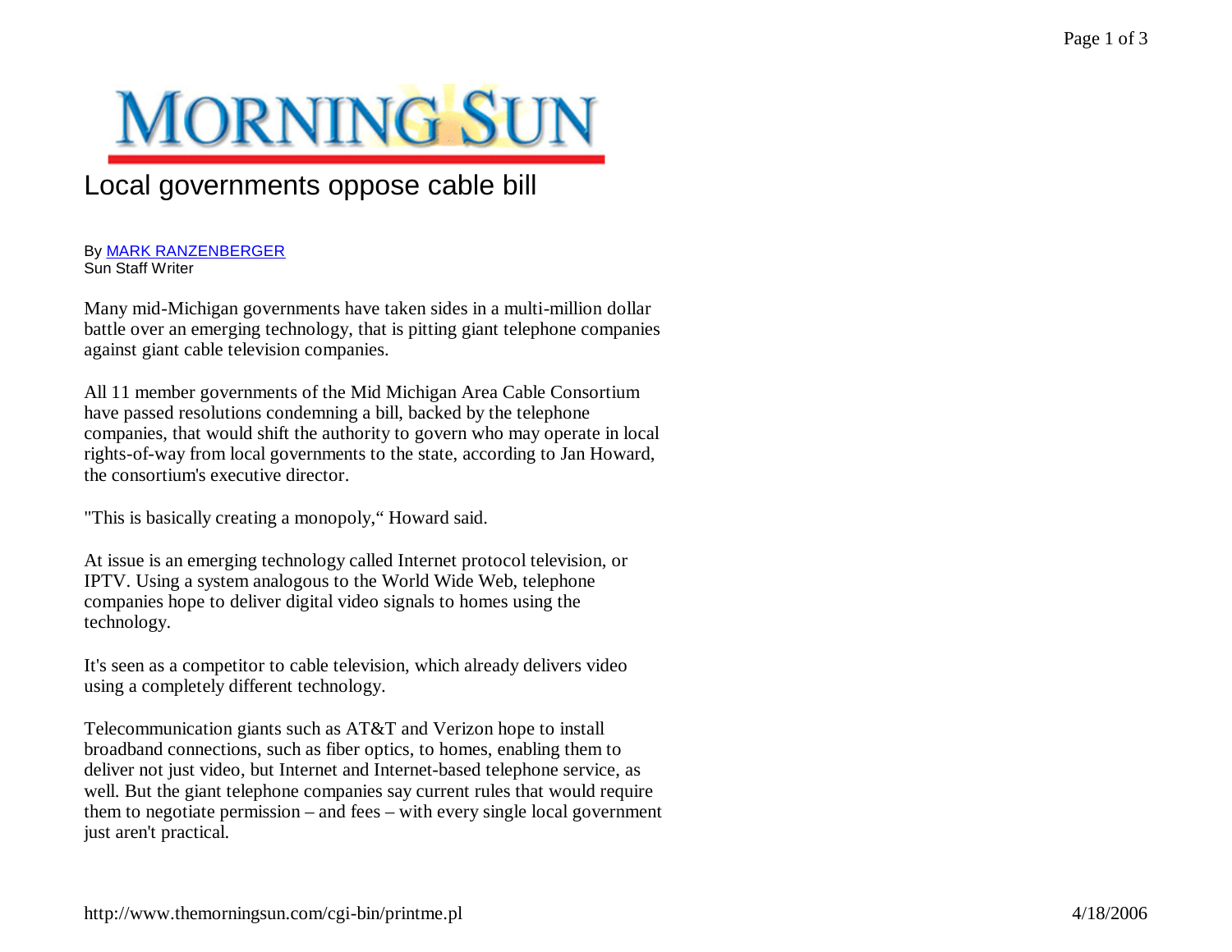# MORNING SUN

## Local governments oppose cable bill

By MARK RANZENBERGER
Sun Staff Writer

Many mid-Michigan governments have taken sides in a multi-million dollar battle over an emerging technology, that is pitting giant telephone companies against giant cable television companies.

All 11 member governments of the Mid Michigan Area Cable Consortium have passed resolutions condemning a bill, backed by the telephone companies, that would shift the authority to govern who may operate in local rights-of-way from local governments to the state, according to Jan Howard, the consortium's executive director.

"This is basically creating a monopoly," Howard said.

At issue is an emerging technology called Internet protocol television, or IPTV. Using a system analogous to the World Wide Web, telephone companies hope to deliver digital video signals to homes using the technology.

It's seen as a competitor to cable television, which already delivers video using a completely different technology.

Telecommunication giants such as AT&T and Verizon hope to install broadband connections, such as fiber optics, to homes, enabling them to deliver not just video, but Internet and Internet-based telephone service, as well. But the giant telephone companies say current rules that would require them to negotiate permission – and fees – with every single local government just aren't practical.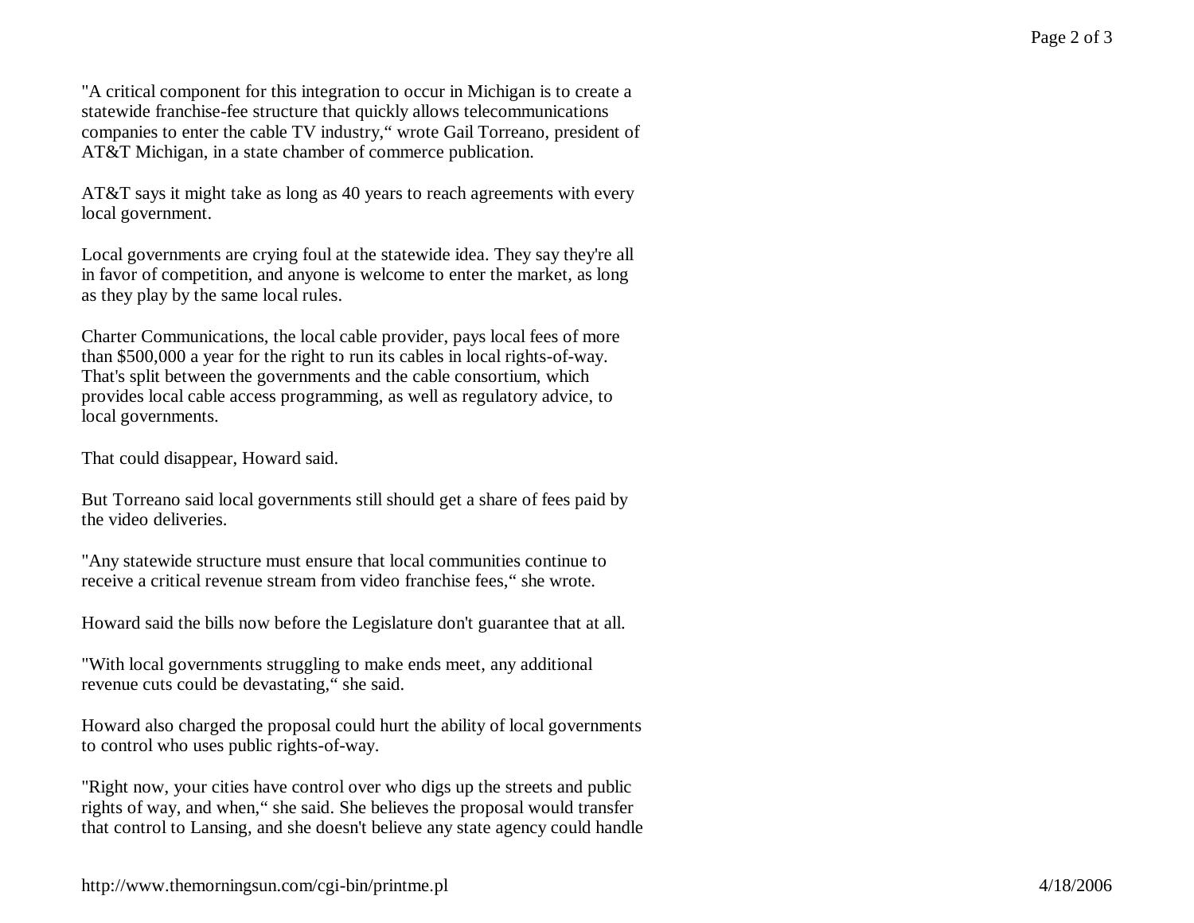"A critical component for this integration to occur in Michigan is to create a statewide franchise-fee structure that quickly allows telecommunications companies to enter the cable TV industry," wrote Gail Torreano, president of AT&T Michigan, in a state chamber of commerce publication.

AT&T says it might take as long as 40 years to reach agreements with every local government.

Local governments are crying foul at the statewide idea. They say they're all in favor of competition, and anyone is welcome to enter the market, as long as they play by the same local rules.

Charter Communications, the local cable provider, pays local fees of more than $500,000 a year for the right to run its cables in local rights-of-way. That's split between the governments and the cable consortium, which provides local cable access programming, as well as regulatory advice, to local governments.

That could disappear, Howard said.

But Torreano said local governments still should get a share of fees paid by the video deliveries.

"Any statewide structure must ensure that local communities continue to receive a critical revenue stream from video franchise fees," she wrote.

Howard said the bills now before the Legislature don't guarantee that at all.

"With local governments struggling to make ends meet, any additional revenue cuts could be devastating," she said.

Howard also charged the proposal could hurt the ability of local governments to control who uses public rights-of-way.

"Right now, your cities have control over who digs up the streets and public rights of way, and when," she said. She believes the proposal would transfer that control to Lansing, and she doesn't believe any state agency could handle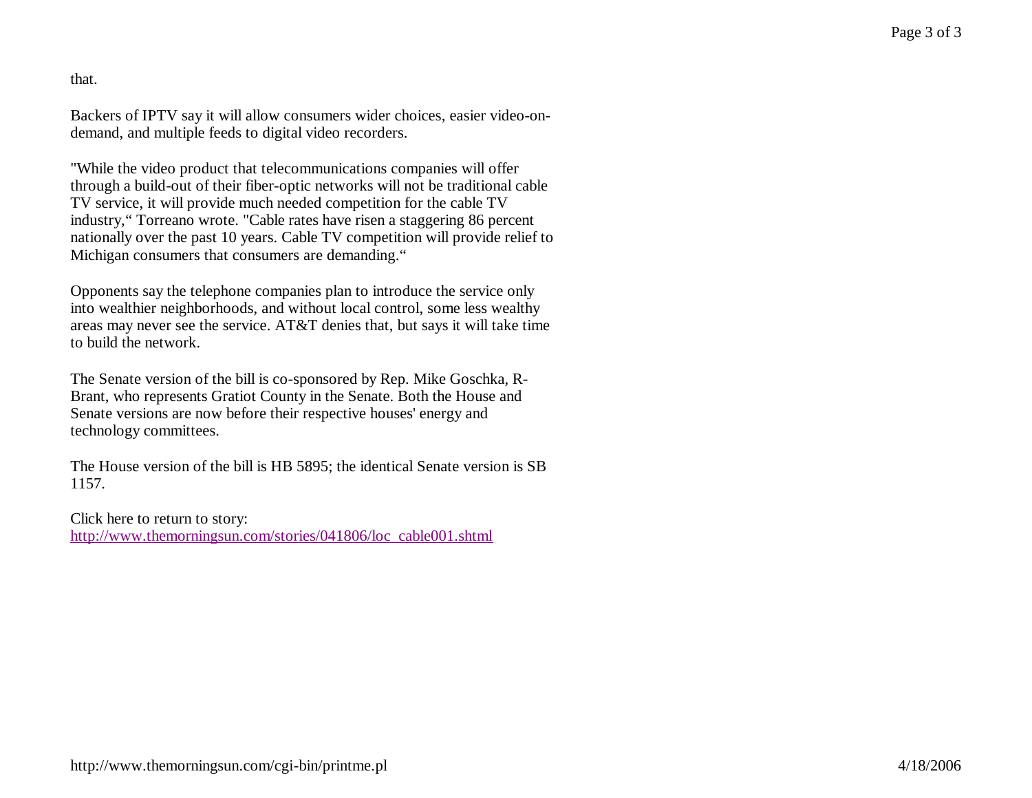that.

Backers of IPTV say it will allow consumers wider choices, easier video-on-demand, and multiple feeds to digital video recorders.

"While the video product that telecommunications companies will offer through a build-out of their fiber-optic networks will not be traditional cable TV service, it will provide much needed competition for the cable TV industry," Torreano wrote. "Cable rates have risen a staggering 86 percent nationally over the past 10 years. Cable TV competition will provide relief to Michigan consumers that consumers are demanding."

Opponents say the telephone companies plan to introduce the service only into wealthier neighborhoods, and without local control, some less wealthy areas may never see the service. AT&T denies that, but says it will take time to build the network.

The Senate version of the bill is co-sponsored by Rep. Mike Goschka, R-Brant, who represents Gratiot County in the Senate. Both the House and Senate versions are now before their respective houses' energy and technology committees.

The House version of the bill is HB 5895; the identical Senate version is SB 1157.

Click here to return to story:
http://www.themorningsun.com/stories/041806/loc_cable001.shtml